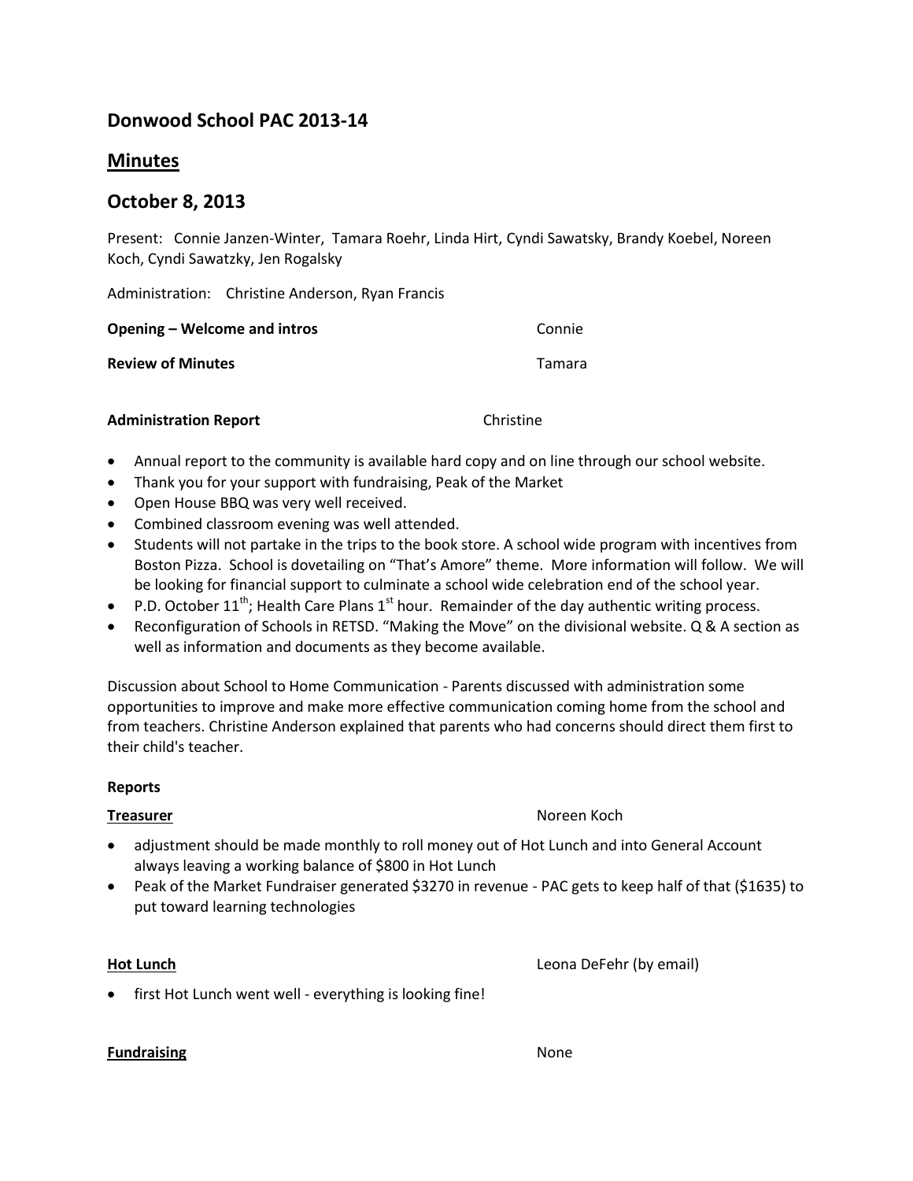## Donwood School PAC 2013-14

## Minutes

## October 8, 2013

Present: Connie Janzen-Winter, Tamara Roehr, Linda Hirt, Cyndi Sawatsky, Brandy Koebel, Noreen Koch, Cyndi Sawatzky, Jen Rogalsky

Administration: Christine Anderson, Ryan Francis

**Opening – Welcome and intros** — Connie

**Review of Minutes** — Tamara

**Administration Report** — Christine

- Annual report to the community is available hard copy and on line through our school website.
- Thank you for your support with fundraising, Peak of the Market
- Open House BBQ was very well received.
- Combined classroom evening was well attended.
- Students will not partake in the trips to the book store. A school wide program with incentives from Boston Pizza. School is dovetailing on "That's Amore" theme. More information will follow. We will be looking for financial support to culminate a school wide celebration end of the school year.
- P.D. October 11th; Health Care Plans 1st hour. Remainder of the day authentic writing process.
- Reconfiguration of Schools in RETSD. "Making the Move" on the divisional website. Q & A section as well as information and documents as they become available.

Discussion about School to Home Communication - Parents discussed with administration some opportunities to improve and make more effective communication coming home from the school and from teachers. Christine Anderson explained that parents who had concerns should direct them first to their child's teacher.

**Reports**

**Treasurer** — Noreen Koch

- adjustment should be made monthly to roll money out of Hot Lunch and into General Account always leaving a working balance of $800 in Hot Lunch
- Peak of the Market Fundraiser generated $3270 in revenue - PAC gets to keep half of that ($1635) to put toward learning technologies

**Hot Lunch** — Leona DeFehr (by email)

- first Hot Lunch went well - everything is looking fine!

**Fundraising** — None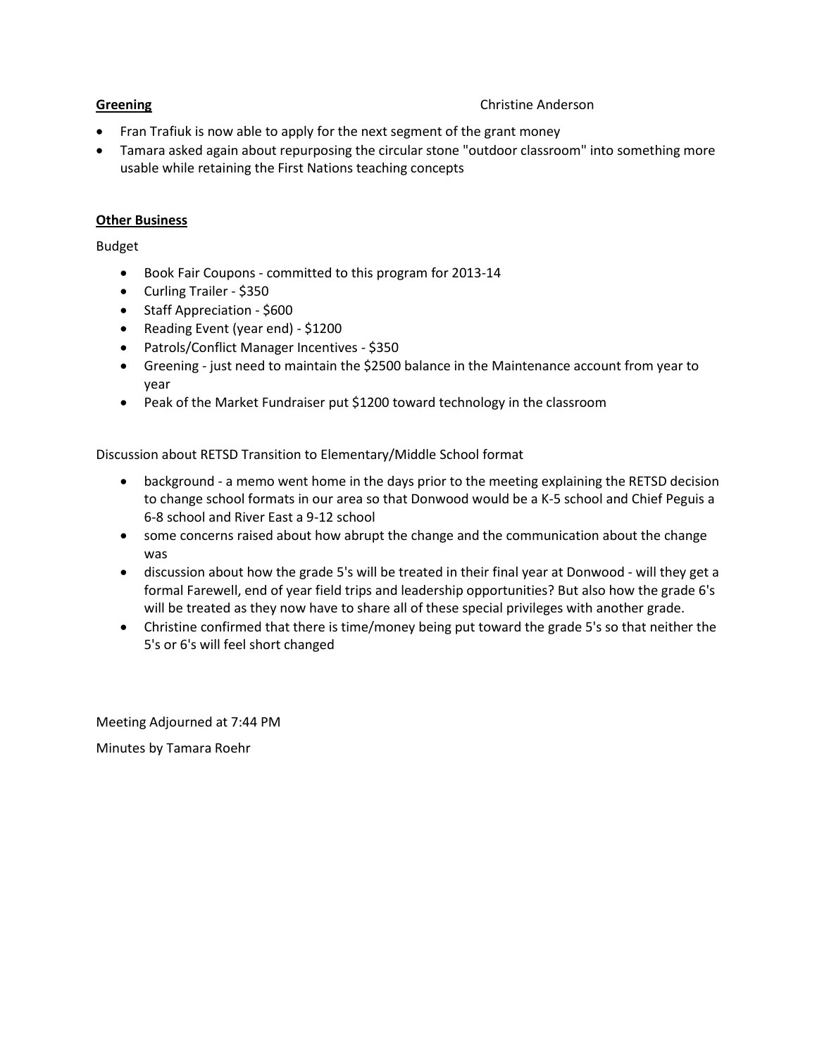**Greening** Christine Anderson

- Fran Trafiuk is now able to apply for the next segment of the grant money
- Tamara asked again about repurposing the circular stone "outdoor classroom" into something more usable while retaining the First Nations teaching concepts

**Other Business**

Budget

- Book Fair Coupons - committed to this program for 2013-14
- Curling Trailer - $350
- Staff Appreciation - $600
- Reading Event (year end) - $1200
- Patrols/Conflict Manager Incentives - $350
- Greening - just need to maintain the $2500 balance in the Maintenance account from year to year
- Peak of the Market Fundraiser put $1200 toward technology in the classroom

Discussion about RETSD Transition to Elementary/Middle School format

- background - a memo went home in the days prior to the meeting explaining the RETSD decision to change school formats in our area so that Donwood would be a K-5 school and Chief Peguis a 6-8 school and River East a 9-12 school
- some concerns raised about how abrupt the change and the communication about the change was
- discussion about how the grade 5's will be treated in their final year at Donwood - will they get a formal Farewell, end of year field trips and leadership opportunities? But also how the grade 6's will be treated as they now have to share all of these special privileges with another grade.
- Christine confirmed that there is time/money being put toward the grade 5's so that neither the 5's or 6's will feel short changed

Meeting Adjourned at 7:44 PM

Minutes by Tamara Roehr